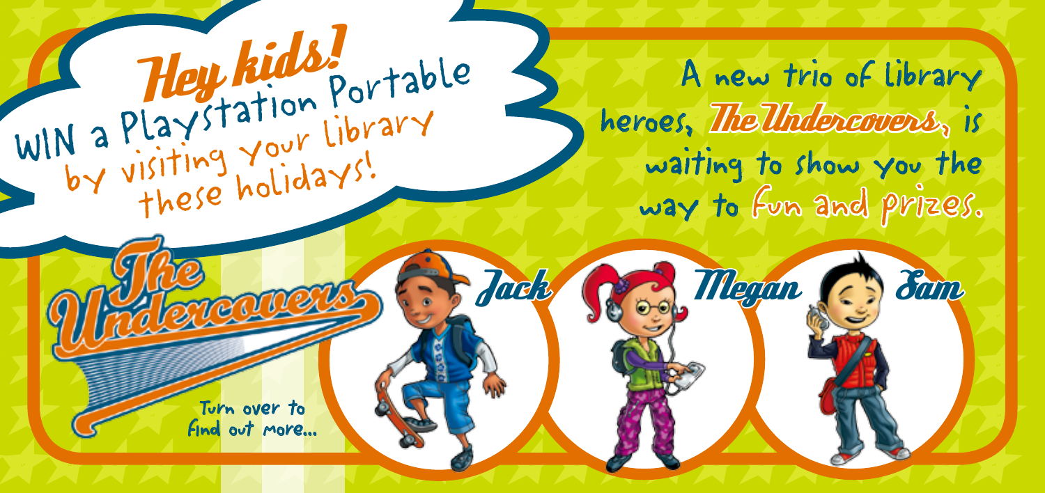# Hey kids!

WIN a Playstation Portable by visiting your library these holidays!

A new trio of library heroes, *The Undercovers*, is waiting to show you the way to fun and prizes.

## The Undercovers

Jack

Megan

Sam

Turn over to find out more...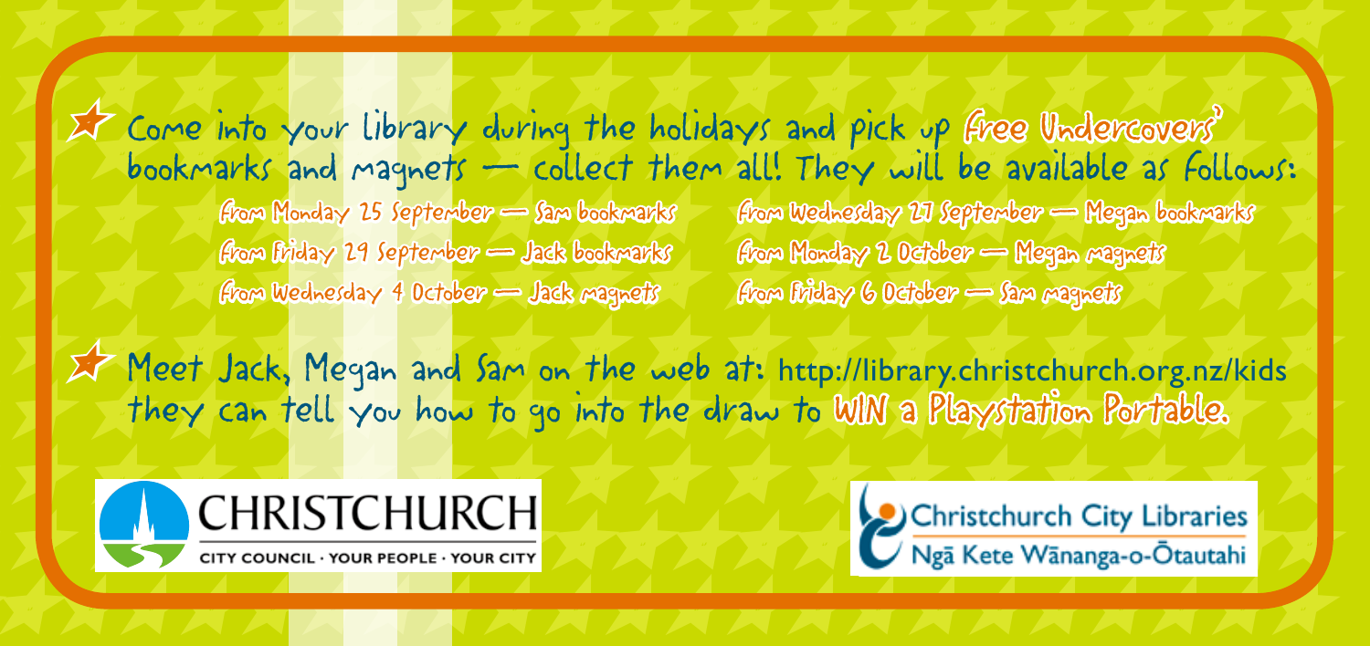Come into your library during the holidays and pick up Free Undercovers' bookmarks and magnets — collect them all! They will be available as follows:

- From Monday 25 September — Sam bookmarks
- From Wednesday 27 September — Megan bookmarks
- From Friday 29 September — Jack bookmarks
- From Monday 2 October — Megan magnets
- From Wednesday 4 October — Jack magnets
- From Friday 6 October — Sam magnets

Meet Jack, Megan and Sam on the web at: http://library.christchurch.org.nz/kids they can tell you how to go into the draw to WIN a Playstation Portable.

CHRISTCHURCH
CITY COUNCIL · YOUR PEOPLE · YOUR CITY

Christchurch City Libraries
Ngā Kete Wānanga-o-Ōtautahi